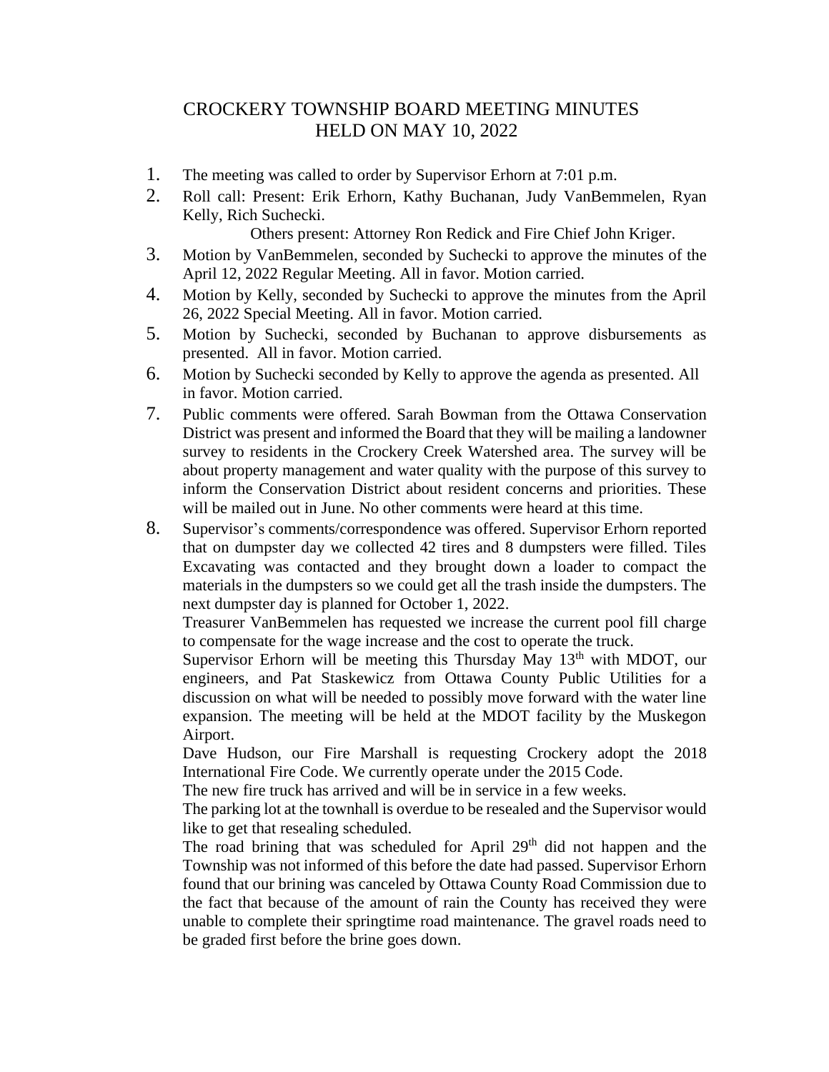# CROCKERY TOWNSHIP BOARD MEETING MINUTES
# HELD ON MAY 10, 2022

1. The meeting was called to order by Supervisor Erhorn at 7:01 p.m.
2. Roll call: Present: Erik Erhorn, Kathy Buchanan, Judy VanBemmelen, Ryan Kelly, Rich Suchecki.

   Others present: Attorney Ron Redick and Fire Chief John Kriger.
3. Motion by VanBemmelen, seconded by Suchecki to approve the minutes of the April 12, 2022 Regular Meeting. All in favor. Motion carried.
4. Motion by Kelly, seconded by Suchecki to approve the minutes from the April 26, 2022 Special Meeting. All in favor. Motion carried.
5. Motion by Suchecki, seconded by Buchanan to approve disbursements as presented. All in favor. Motion carried.
6. Motion by Suchecki seconded by Kelly to approve the agenda as presented. All in favor. Motion carried.
7. Public comments were offered. Sarah Bowman from the Ottawa Conservation District was present and informed the Board that they will be mailing a landowner survey to residents in the Crockery Creek Watershed area. The survey will be about property management and water quality with the purpose of this survey to inform the Conservation District about resident concerns and priorities. These will be mailed out in June. No other comments were heard at this time.
8. Supervisor's comments/correspondence was offered. Supervisor Erhorn reported that on dumpster day we collected 42 tires and 8 dumpsters were filled. Tiles Excavating was contacted and they brought down a loader to compact the materials in the dumpsters so we could get all the trash inside the dumpsters. The next dumpster day is planned for October 1, 2022.

   Treasurer VanBemmelen has requested we increase the current pool fill charge to compensate for the wage increase and the cost to operate the truck.

   Supervisor Erhorn will be meeting this Thursday May 13th with MDOT, our engineers, and Pat Staskewicz from Ottawa County Public Utilities for a discussion on what will be needed to possibly move forward with the water line expansion. The meeting will be held at the MDOT facility by the Muskegon Airport.

   Dave Hudson, our Fire Marshall is requesting Crockery adopt the 2018 International Fire Code. We currently operate under the 2015 Code.

   The new fire truck has arrived and will be in service in a few weeks.

   The parking lot at the townhall is overdue to be resealed and the Supervisor would like to get that resealing scheduled.

   The road brining that was scheduled for April 29th did not happen and the Township was not informed of this before the date had passed. Supervisor Erhorn found that our brining was canceled by Ottawa County Road Commission due to the fact that because of the amount of rain the County has received they were unable to complete their springtime road maintenance. The gravel roads need to be graded first before the brine goes down.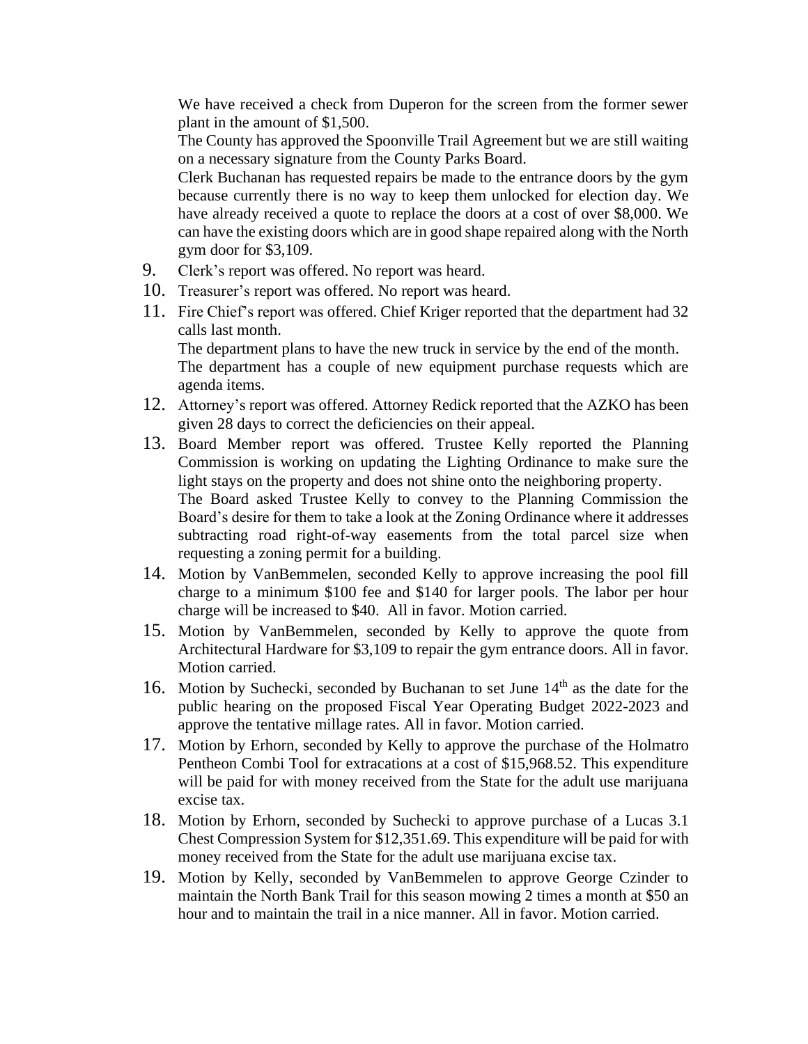We have received a check from Duperon for the screen from the former sewer plant in the amount of $1,500.

The County has approved the Spoonville Trail Agreement but we are still waiting on a necessary signature from the County Parks Board.

Clerk Buchanan has requested repairs be made to the entrance doors by the gym because currently there is no way to keep them unlocked for election day. We have already received a quote to replace the doors at a cost of over $8,000. We can have the existing doors which are in good shape repaired along with the North gym door for $3,109.

9. Clerk's report was offered. No report was heard.
10. Treasurer's report was offered. No report was heard.
11. Fire Chief's report was offered. Chief Kriger reported that the department had 32 calls last month.
    The department plans to have the new truck in service by the end of the month.
    The department has a couple of new equipment purchase requests which are agenda items.
12. Attorney's report was offered. Attorney Redick reported that the AZKO has been given 28 days to correct the deficiencies on their appeal.
13. Board Member report was offered. Trustee Kelly reported the Planning Commission is working on updating the Lighting Ordinance to make sure the light stays on the property and does not shine onto the neighboring property.
    The Board asked Trustee Kelly to convey to the Planning Commission the Board's desire for them to take a look at the Zoning Ordinance where it addresses subtracting road right-of-way easements from the total parcel size when requesting a zoning permit for a building.
14. Motion by VanBemmelen, seconded Kelly to approve increasing the pool fill charge to a minimum $100 fee and $140 for larger pools. The labor per hour charge will be increased to $40. All in favor. Motion carried.
15. Motion by VanBemmelen, seconded by Kelly to approve the quote from Architectural Hardware for $3,109 to repair the gym entrance doors. All in favor. Motion carried.
16. Motion by Suchecki, seconded by Buchanan to set June 14th as the date for the public hearing on the proposed Fiscal Year Operating Budget 2022-2023 and approve the tentative millage rates. All in favor. Motion carried.
17. Motion by Erhorn, seconded by Kelly to approve the purchase of the Holmatro Pentheon Combi Tool for extracations at a cost of $15,968.52. This expenditure will be paid for with money received from the State for the adult use marijuana excise tax.
18. Motion by Erhorn, seconded by Suchecki to approve purchase of a Lucas 3.1 Chest Compression System for $12,351.69. This expenditure will be paid for with money received from the State for the adult use marijuana excise tax.
19. Motion by Kelly, seconded by VanBemmelen to approve George Czinder to maintain the North Bank Trail for this season mowing 2 times a month at $50 an hour and to maintain the trail in a nice manner. All in favor. Motion carried.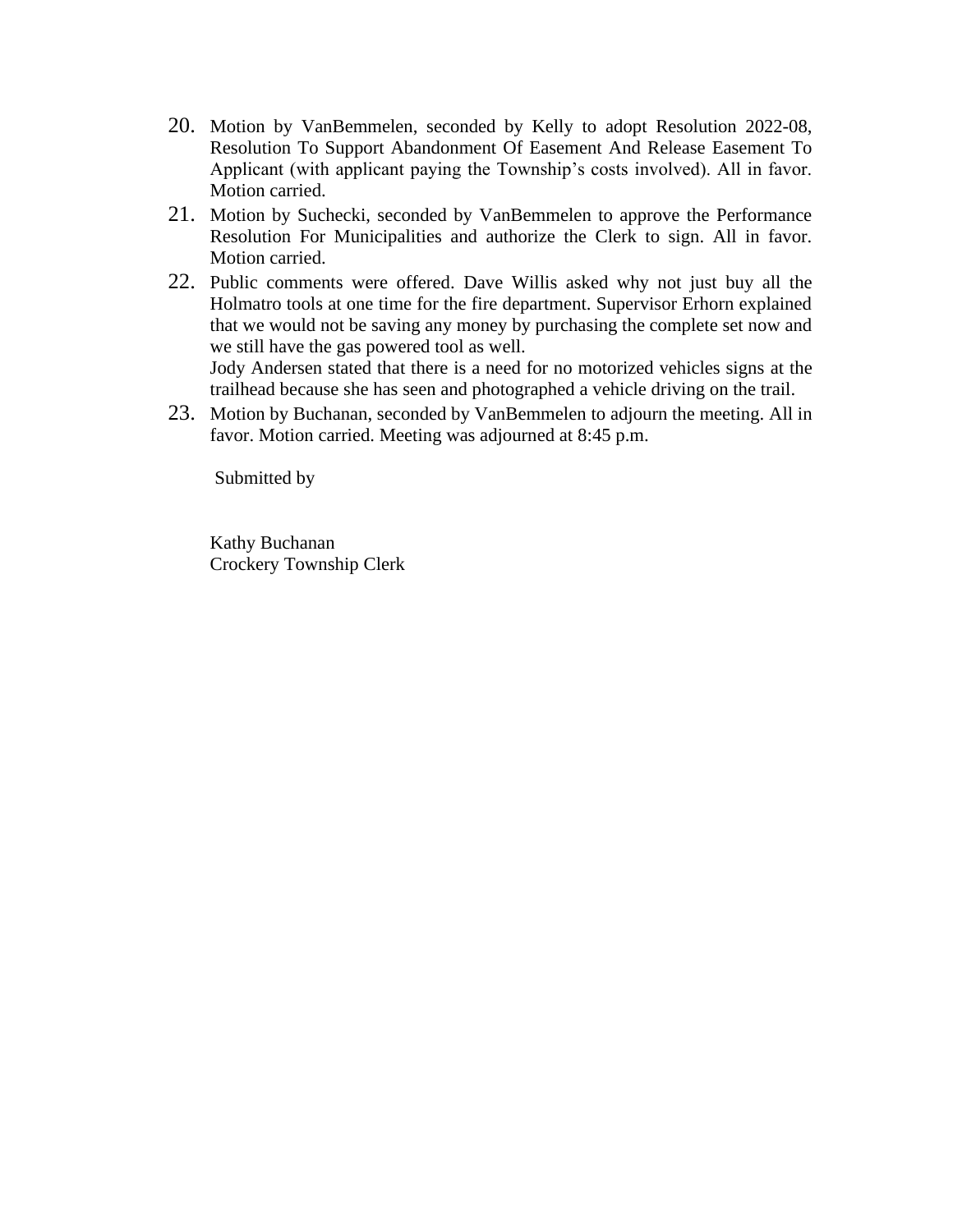20. Motion by VanBemmelen, seconded by Kelly to adopt Resolution 2022-08, Resolution To Support Abandonment Of Easement And Release Easement To Applicant (with applicant paying the Township's costs involved). All in favor. Motion carried.
21. Motion by Suchecki, seconded by VanBemmelen to approve the Performance Resolution For Municipalities and authorize the Clerk to sign. All in favor. Motion carried.
22. Public comments were offered. Dave Willis asked why not just buy all the Holmatro tools at one time for the fire department. Supervisor Erhorn explained that we would not be saving any money by purchasing the complete set now and we still have the gas powered tool as well.
    Jody Andersen stated that there is a need for no motorized vehicles signs at the trailhead because she has seen and photographed a vehicle driving on the trail.
23. Motion by Buchanan, seconded by VanBemmelen to adjourn the meeting. All in favor. Motion carried. Meeting was adjourned at 8:45 p.m.

Submitted by

Kathy Buchanan
Crockery Township Clerk